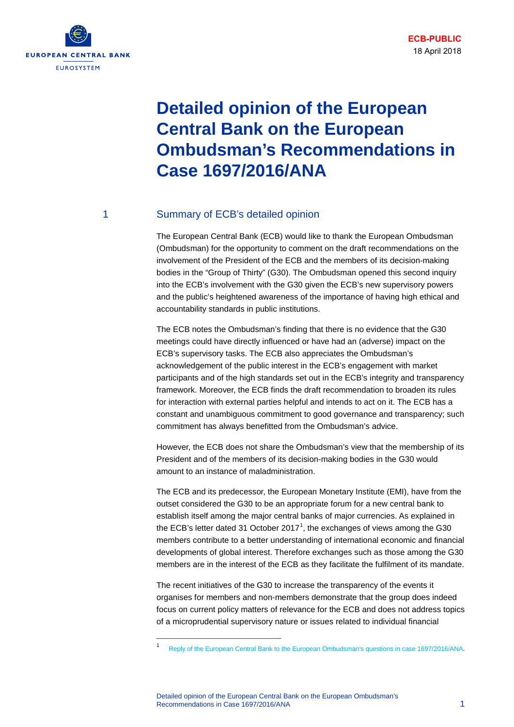ECB-PUBLIC

18 April 2018

# Detailed opinion of the European Central Bank on the European Ombudsman's Recommendations in Case 1697/2016/ANA

## 1 Summary of ECB's detailed opinion

The European Central Bank (ECB) would like to thank the European Ombudsman (Ombudsman) for the opportunity to comment on the draft recommendations on the involvement of the President of the ECB and the members of its decision-making bodies in the "Group of Thirty" (G30). The Ombudsman opened this second inquiry into the ECB's involvement with the G30 given the ECB's new supervisory powers and the public's heightened awareness of the importance of having high ethical and accountability standards in public institutions.

The ECB notes the Ombudsman's finding that there is no evidence that the G30 meetings could have directly influenced or have had an (adverse) impact on the ECB's supervisory tasks. The ECB also appreciates the Ombudsman's acknowledgement of the public interest in the ECB's engagement with market participants and of the high standards set out in the ECB's integrity and transparency framework. Moreover, the ECB finds the draft recommendation to broaden its rules for interaction with external parties helpful and intends to act on it. The ECB has a constant and unambiguous commitment to good governance and transparency; such commitment has always benefitted from the Ombudsman's advice.

However, the ECB does not share the Ombudsman's view that the membership of its President and of the members of its decision-making bodies in the G30 would amount to an instance of maladministration.

The ECB and its predecessor, the European Monetary Institute (EMI), have from the outset considered the G30 to be an appropriate forum for a new central bank to establish itself among the major central banks of major currencies. As explained in the ECB's letter dated 31 October 2017[1], the exchanges of views among the G30 members contribute to a better understanding of international economic and financial developments of global interest. Therefore exchanges such as those among the G30 members are in the interest of the ECB as they facilitate the fulfilment of its mandate.

The recent initiatives of the G30 to increase the transparency of the events it organises for members and non-members demonstrate that the group does indeed focus on current policy matters of relevance for the ECB and does not address topics of a microprudential supervisory nature or issues related to individual financial

[1] Reply of the European Central Bank to the European Ombudsman's questions in case 1697/2016/ANA.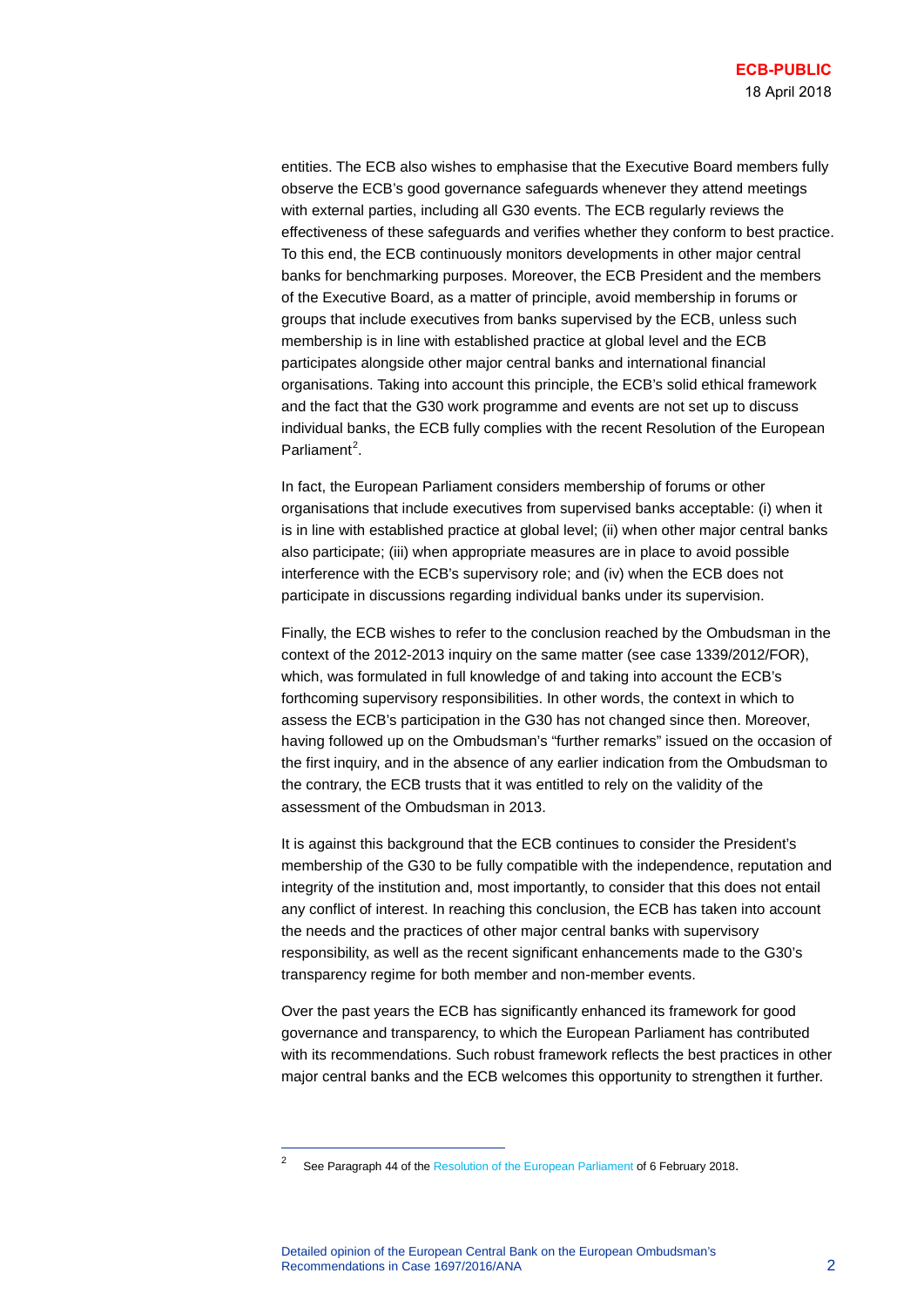entities. The ECB also wishes to emphasise that the Executive Board members fully observe the ECB's good governance safeguards whenever they attend meetings with external parties, including all G30 events. The ECB regularly reviews the effectiveness of these safeguards and verifies whether they conform to best practice. To this end, the ECB continuously monitors developments in other major central banks for benchmarking purposes. Moreover, the ECB President and the members of the Executive Board, as a matter of principle, avoid membership in forums or groups that include executives from banks supervised by the ECB, unless such membership is in line with established practice at global level and the ECB participates alongside other major central banks and international financial organisations. Taking into account this principle, the ECB's solid ethical framework and the fact that the G30 work programme and events are not set up to discuss individual banks, the ECB fully complies with the recent Resolution of the European Parliament[2].

In fact, the European Parliament considers membership of forums or other organisations that include executives from supervised banks acceptable: (i) when it is in line with established practice at global level; (ii) when other major central banks also participate; (iii) when appropriate measures are in place to avoid possible interference with the ECB's supervisory role; and (iv) when the ECB does not participate in discussions regarding individual banks under its supervision.

Finally, the ECB wishes to refer to the conclusion reached by the Ombudsman in the context of the 2012-2013 inquiry on the same matter (see case 1339/2012/FOR), which, was formulated in full knowledge of and taking into account the ECB's forthcoming supervisory responsibilities. In other words, the context in which to assess the ECB's participation in the G30 has not changed since then. Moreover, having followed up on the Ombudsman's "further remarks" issued on the occasion of the first inquiry, and in the absence of any earlier indication from the Ombudsman to the contrary, the ECB trusts that it was entitled to rely on the validity of the assessment of the Ombudsman in 2013.

It is against this background that the ECB continues to consider the President's membership of the G30 to be fully compatible with the independence, reputation and integrity of the institution and, most importantly, to consider that this does not entail any conflict of interest. In reaching this conclusion, the ECB has taken into account the needs and the practices of other major central banks with supervisory responsibility, as well as the recent significant enhancements made to the G30's transparency regime for both member and non-member events.

Over the past years the ECB has significantly enhanced its framework for good governance and transparency, to which the European Parliament has contributed with its recommendations. Such robust framework reflects the best practices in other major central banks and the ECB welcomes this opportunity to strengthen it further.

---

[2] See Paragraph 44 of the Resolution of the European Parliament of 6 February 2018.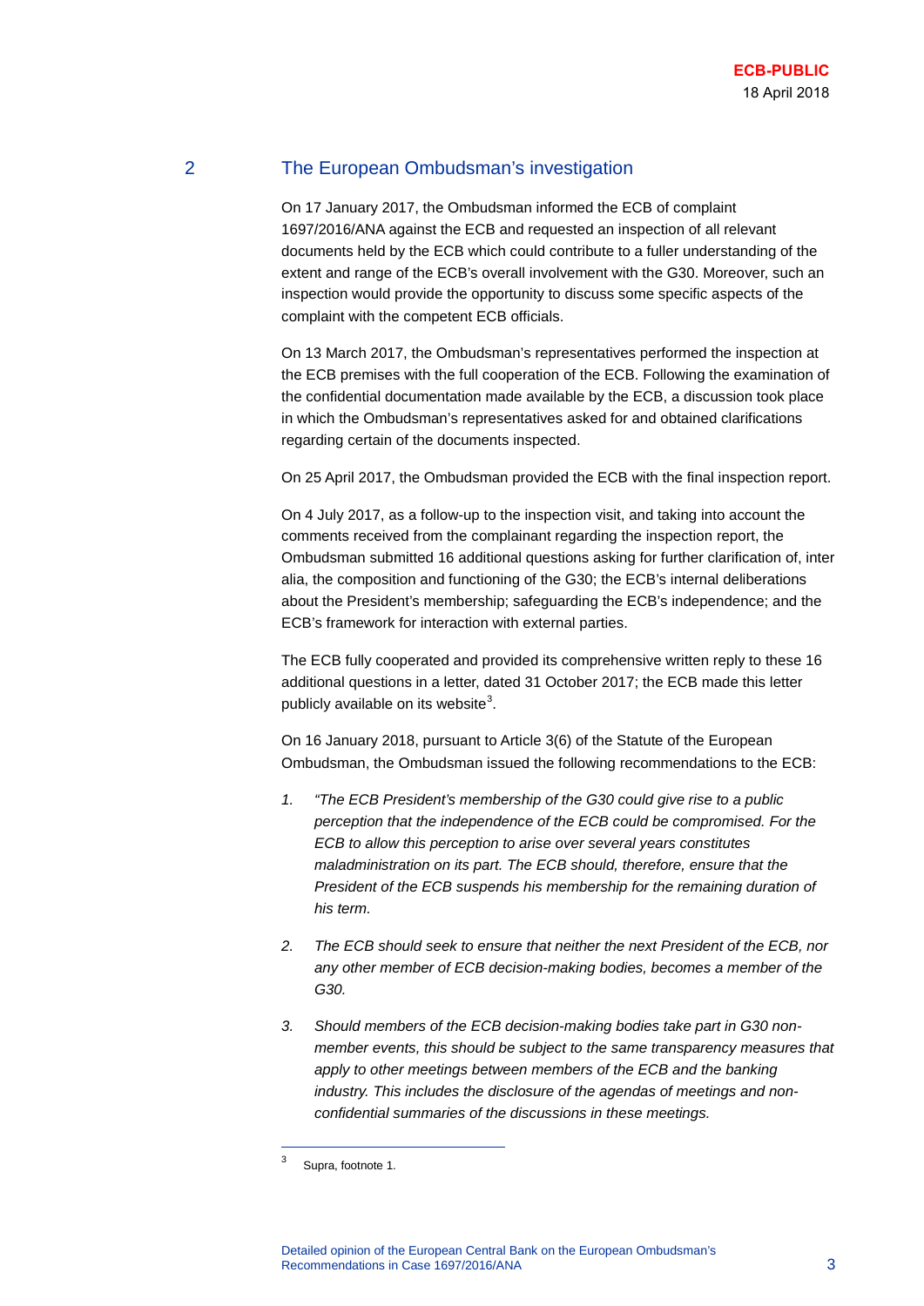## 2 The European Ombudsman's investigation

On 17 January 2017, the Ombudsman informed the ECB of complaint 1697/2016/ANA against the ECB and requested an inspection of all relevant documents held by the ECB which could contribute to a fuller understanding of the extent and range of the ECB's overall involvement with the G30. Moreover, such an inspection would provide the opportunity to discuss some specific aspects of the complaint with the competent ECB officials.

On 13 March 2017, the Ombudsman's representatives performed the inspection at the ECB premises with the full cooperation of the ECB. Following the examination of the confidential documentation made available by the ECB, a discussion took place in which the Ombudsman's representatives asked for and obtained clarifications regarding certain of the documents inspected.

On 25 April 2017, the Ombudsman provided the ECB with the final inspection report.

On 4 July 2017, as a follow-up to the inspection visit, and taking into account the comments received from the complainant regarding the inspection report, the Ombudsman submitted 16 additional questions asking for further clarification of, inter alia, the composition and functioning of the G30; the ECB's internal deliberations about the President's membership; safeguarding the ECB's independence; and the ECB's framework for interaction with external parties.

The ECB fully cooperated and provided its comprehensive written reply to these 16 additional questions in a letter, dated 31 October 2017; the ECB made this letter publicly available on its website[3].

On 16 January 2018, pursuant to Article 3(6) of the Statute of the European Ombudsman, the Ombudsman issued the following recommendations to the ECB:

1. *"The ECB President's membership of the G30 could give rise to a public perception that the independence of the ECB could be compromised. For the ECB to allow this perception to arise over several years constitutes maladministration on its part. The ECB should, therefore, ensure that the President of the ECB suspends his membership for the remaining duration of his term.*

2. *The ECB should seek to ensure that neither the next President of the ECB, nor any other member of ECB decision-making bodies, becomes a member of the G30.*

3. *Should members of the ECB decision-making bodies take part in G30 non-member events, this should be subject to the same transparency measures that apply to other meetings between members of the ECB and the banking industry. This includes the disclosure of the agendas of meetings and non-confidential summaries of the discussions in these meetings.*

---

[3] Supra, footnote 1.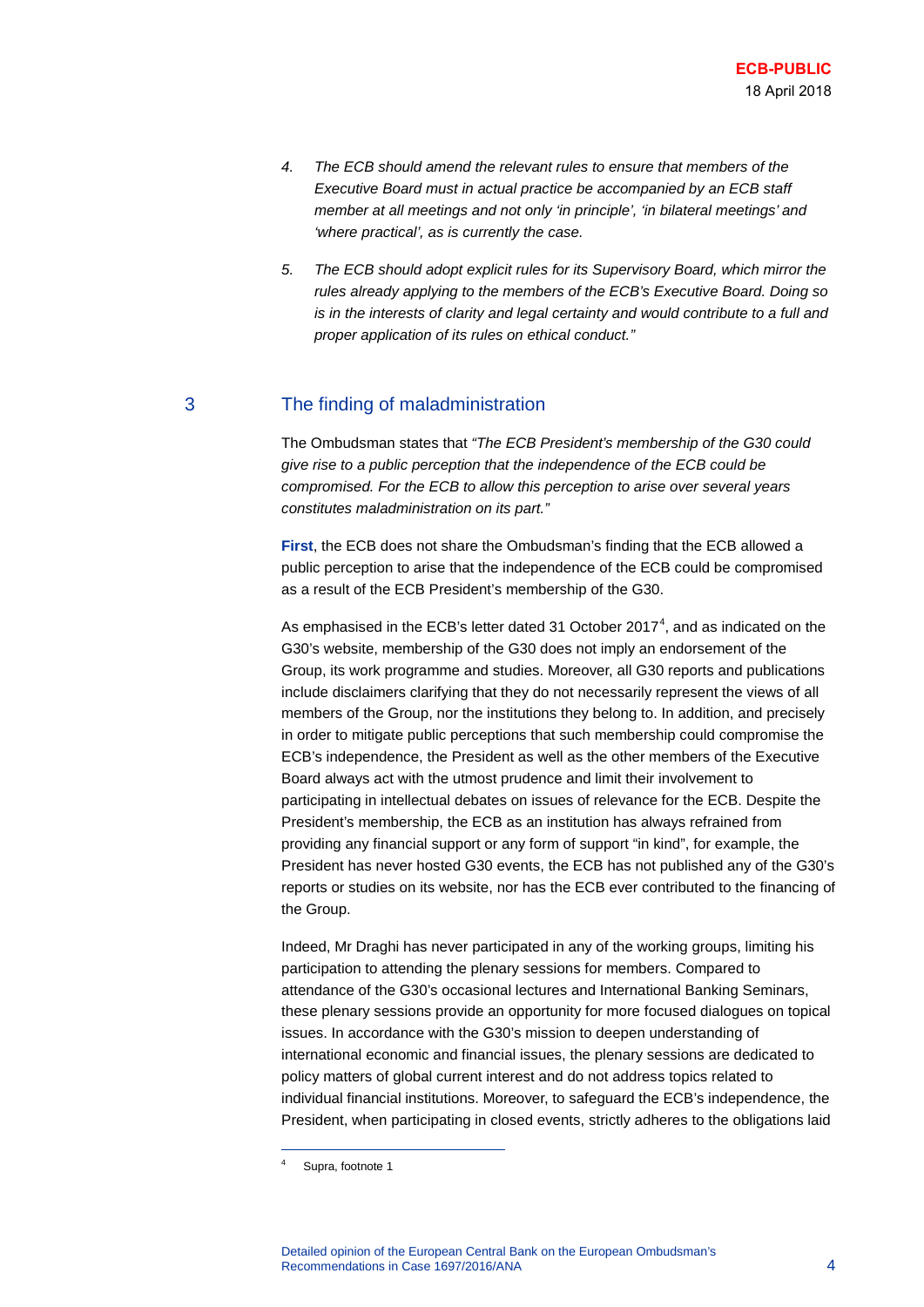4. *The ECB should amend the relevant rules to ensure that members of the Executive Board must in actual practice be accompanied by an ECB staff member at all meetings and not only 'in principle', 'in bilateral meetings' and 'where practical', as is currently the case.*

5. *The ECB should adopt explicit rules for its Supervisory Board, which mirror the rules already applying to the members of the ECB's Executive Board. Doing so is in the interests of clarity and legal certainty and would contribute to a full and proper application of its rules on ethical conduct."*

## 3 The finding of maladministration

The Ombudsman states that *"The ECB President's membership of the G30 could give rise to a public perception that the independence of the ECB could be compromised. For the ECB to allow this perception to arise over several years constitutes maladministration on its part."*

**First**, the ECB does not share the Ombudsman's finding that the ECB allowed a public perception to arise that the independence of the ECB could be compromised as a result of the ECB President's membership of the G30.

As emphasised in the ECB's letter dated 31 October 2017[4], and as indicated on the G30's website, membership of the G30 does not imply an endorsement of the Group, its work programme and studies. Moreover, all G30 reports and publications include disclaimers clarifying that they do not necessarily represent the views of all members of the Group, nor the institutions they belong to. In addition, and precisely in order to mitigate public perceptions that such membership could compromise the ECB's independence, the President as well as the other members of the Executive Board always act with the utmost prudence and limit their involvement to participating in intellectual debates on issues of relevance for the ECB. Despite the President's membership, the ECB as an institution has always refrained from providing any financial support or any form of support "in kind", for example, the President has never hosted G30 events, the ECB has not published any of the G30's reports or studies on its website, nor has the ECB ever contributed to the financing of the Group.

Indeed, Mr Draghi has never participated in any of the working groups, limiting his participation to attending the plenary sessions for members. Compared to attendance of the G30's occasional lectures and International Banking Seminars, these plenary sessions provide an opportunity for more focused dialogues on topical issues. In accordance with the G30's mission to deepen understanding of international economic and financial issues, the plenary sessions are dedicated to policy matters of global current interest and do not address topics related to individual financial institutions. Moreover, to safeguard the ECB's independence, the President, when participating in closed events, strictly adheres to the obligations laid

---

[4] Supra, footnote 1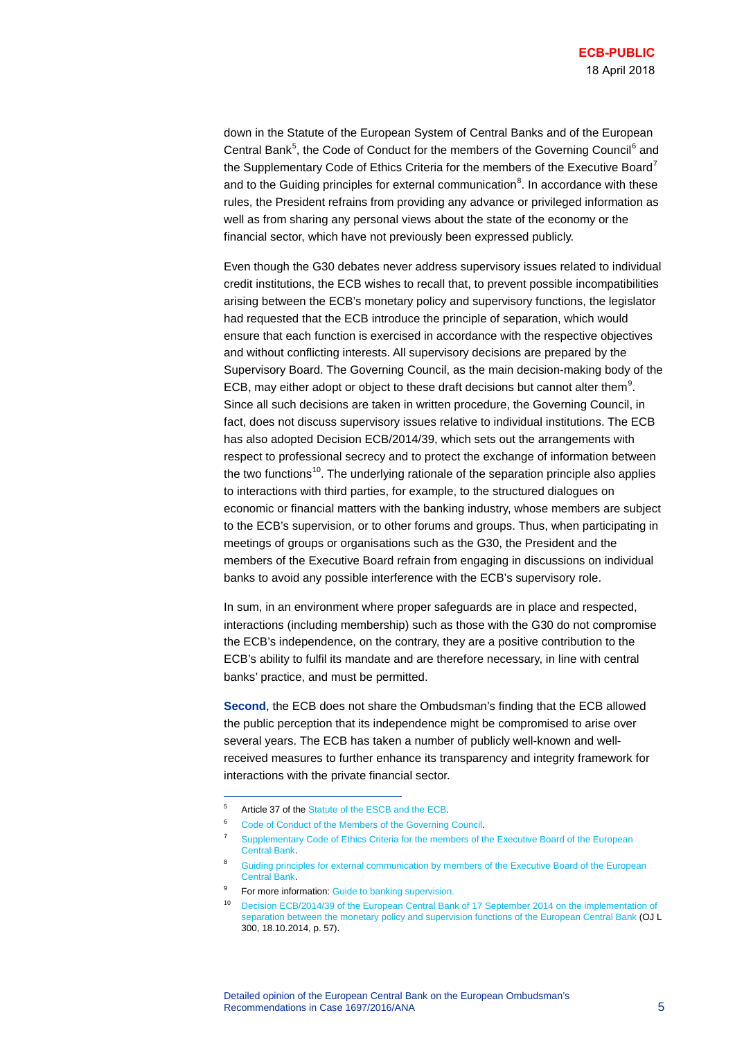down in the Statute of the European System of Central Banks and of the European Central Bank[5], the Code of Conduct for the members of the Governing Council[6] and the Supplementary Code of Ethics Criteria for the members of the Executive Board[7] and to the Guiding principles for external communication[8]. In accordance with these rules, the President refrains from providing any advance or privileged information as well as from sharing any personal views about the state of the economy or the financial sector, which have not previously been expressed publicly.

Even though the G30 debates never address supervisory issues related to individual credit institutions, the ECB wishes to recall that, to prevent possible incompatibilities arising between the ECB's monetary policy and supervisory functions, the legislator had requested that the ECB introduce the principle of separation, which would ensure that each function is exercised in accordance with the respective objectives and without conflicting interests. All supervisory decisions are prepared by the Supervisory Board. The Governing Council, as the main decision-making body of the ECB, may either adopt or object to these draft decisions but cannot alter them[9]. Since all such decisions are taken in written procedure, the Governing Council, in fact, does not discuss supervisory issues relative to individual institutions. The ECB has also adopted Decision ECB/2014/39, which sets out the arrangements with respect to professional secrecy and to protect the exchange of information between the two functions[10]. The underlying rationale of the separation principle also applies to interactions with third parties, for example, to the structured dialogues on economic or financial matters with the banking industry, whose members are subject to the ECB's supervision, or to other forums and groups. Thus, when participating in meetings of groups or organisations such as the G30, the President and the members of the Executive Board refrain from engaging in discussions on individual banks to avoid any possible interference with the ECB's supervisory role.

In sum, in an environment where proper safeguards are in place and respected, interactions (including membership) such as those with the G30 do not compromise the ECB's independence, on the contrary, they are a positive contribution to the ECB's ability to fulfil its mandate and are therefore necessary, in line with central banks' practice, and must be permitted.

**Second**, the ECB does not share the Ombudsman's finding that the ECB allowed the public perception that its independence might be compromised to arise over several years. The ECB has taken a number of publicly well-known and well-received measures to further enhance its transparency and integrity framework for interactions with the private financial sector.

---

[5] Article 37 of the Statute of the ESCB and the ECB.

[6] Code of Conduct of the Members of the Governing Council.

[7] Supplementary Code of Ethics Criteria for the members of the Executive Board of the European Central Bank.

[8] Guiding principles for external communication by members of the Executive Board of the European Central Bank.

[9] For more information: Guide to banking supervision.

[10] Decision ECB/2014/39 of the European Central Bank of 17 September 2014 on the implementation of separation between the monetary policy and supervision functions of the European Central Bank (OJ L 300, 18.10.2014, p. 57).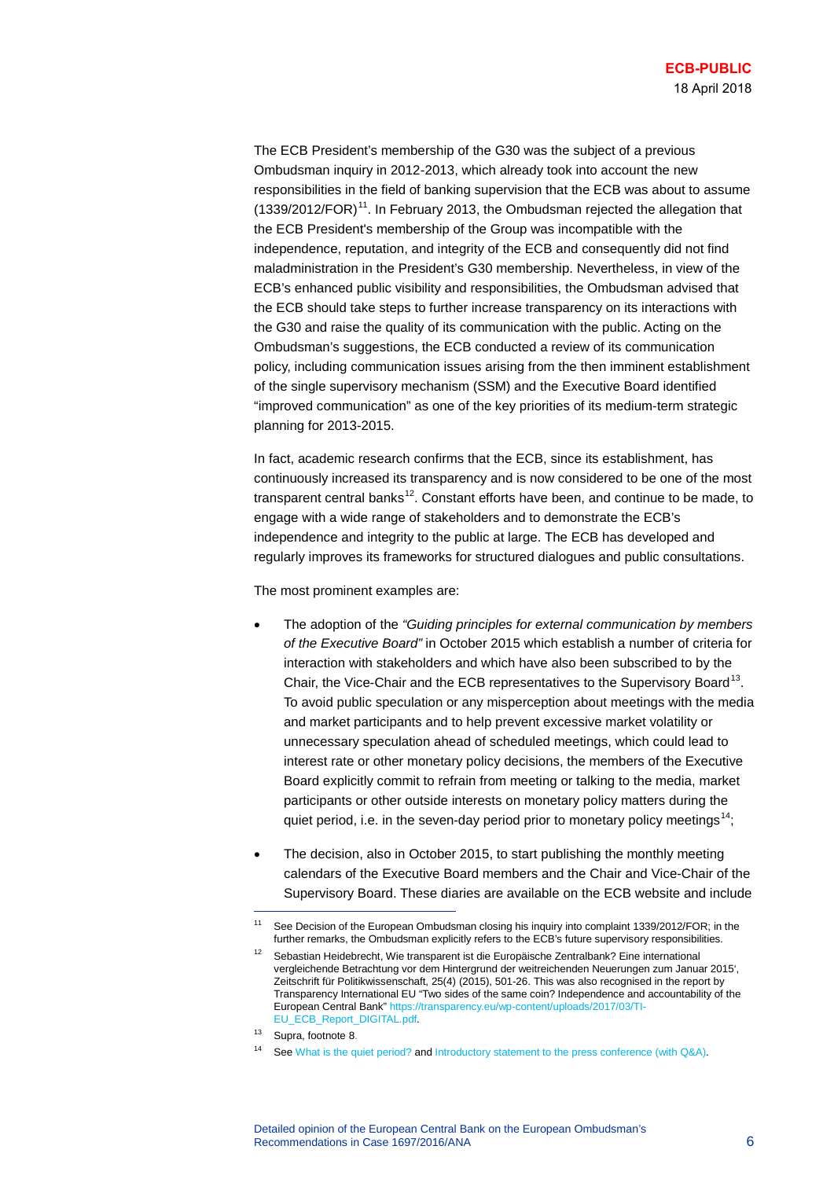The ECB President's membership of the G30 was the subject of a previous Ombudsman inquiry in 2012-2013, which already took into account the new responsibilities in the field of banking supervision that the ECB was about to assume (1339/2012/FOR)[11]. In February 2013, the Ombudsman rejected the allegation that the ECB President's membership of the Group was incompatible with the independence, reputation, and integrity of the ECB and consequently did not find maladministration in the President's G30 membership. Nevertheless, in view of the ECB's enhanced public visibility and responsibilities, the Ombudsman advised that the ECB should take steps to further increase transparency on its interactions with the G30 and raise the quality of its communication with the public. Acting on the Ombudsman's suggestions, the ECB conducted a review of its communication policy, including communication issues arising from the then imminent establishment of the single supervisory mechanism (SSM) and the Executive Board identified "improved communication" as one of the key priorities of its medium-term strategic planning for 2013-2015.

In fact, academic research confirms that the ECB, since its establishment, has continuously increased its transparency and is now considered to be one of the most transparent central banks[12]. Constant efforts have been, and continue to be made, to engage with a wide range of stakeholders and to demonstrate the ECB's independence and integrity to the public at large. The ECB has developed and regularly improves its frameworks for structured dialogues and public consultations.

The most prominent examples are:

- The adoption of the *"Guiding principles for external communication by members of the Executive Board"* in October 2015 which establish a number of criteria for interaction with stakeholders and which have also been subscribed to by the Chair, the Vice-Chair and the ECB representatives to the Supervisory Board[13]. To avoid public speculation or any misperception about meetings with the media and market participants and to help prevent excessive market volatility or unnecessary speculation ahead of scheduled meetings, which could lead to interest rate or other monetary policy decisions, the members of the Executive Board explicitly commit to refrain from meeting or talking to the media, market participants or other outside interests on monetary policy matters during the quiet period, i.e. in the seven-day period prior to monetary policy meetings[14];

- The decision, also in October 2015, to start publishing the monthly meeting calendars of the Executive Board members and the Chair and Vice-Chair of the Supervisory Board. These diaries are available on the ECB website and include

---

[11] See Decision of the European Ombudsman closing his inquiry into complaint 1339/2012/FOR; in the further remarks, the Ombudsman explicitly refers to the ECB's future supervisory responsibilities.

[12] Sebastian Heidebrecht, Wie transparent ist die Europäische Zentralbank? Eine international vergleichende Betrachtung vor dem Hintergrund der weitreichenden Neuerungen zum Januar 2015', Zeitschrift für Politikwissenschaft, 25(4) (2015), 501-26. This was also recognised in the report by Transparency International EU "Two sides of the same coin? Independence and accountability of the European Central Bank" https://transparency.eu/wp-content/uploads/2017/03/TI-EU_ECB_Report_DIGITAL.pdf.

[13] Supra, footnote 8.

[14] See What is the quiet period? and Introductory statement to the press conference (with Q&A).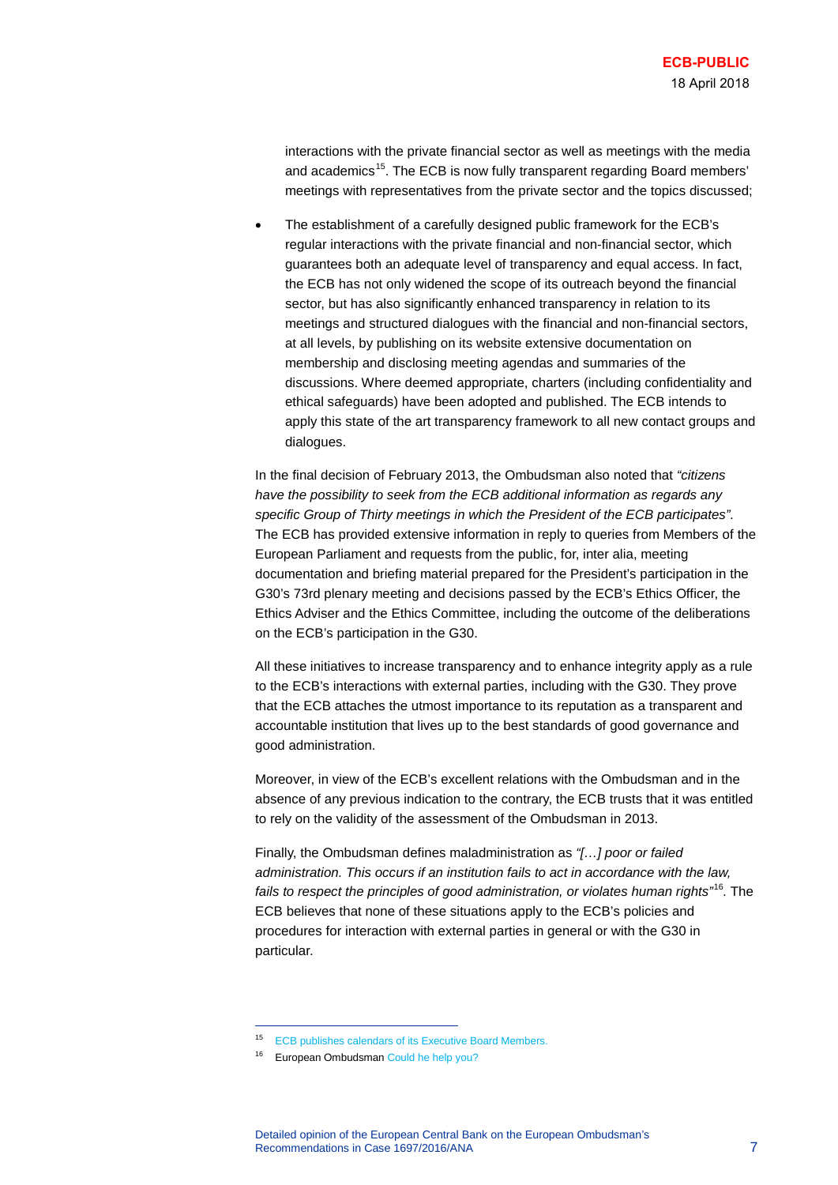interactions with the private financial sector as well as meetings with the media and academics[15]. The ECB is now fully transparent regarding Board members' meetings with representatives from the private sector and the topics discussed;

- The establishment of a carefully designed public framework for the ECB's regular interactions with the private financial and non-financial sector, which guarantees both an adequate level of transparency and equal access. In fact, the ECB has not only widened the scope of its outreach beyond the financial sector, but has also significantly enhanced transparency in relation to its meetings and structured dialogues with the financial and non-financial sectors, at all levels, by publishing on its website extensive documentation on membership and disclosing meeting agendas and summaries of the discussions. Where deemed appropriate, charters (including confidentiality and ethical safeguards) have been adopted and published. The ECB intends to apply this state of the art transparency framework to all new contact groups and dialogues.

In the final decision of February 2013, the Ombudsman also noted that *"citizens have the possibility to seek from the ECB additional information as regards any specific Group of Thirty meetings in which the President of the ECB participates"*. The ECB has provided extensive information in reply to queries from Members of the European Parliament and requests from the public, for, inter alia, meeting documentation and briefing material prepared for the President's participation in the G30's 73rd plenary meeting and decisions passed by the ECB's Ethics Officer, the Ethics Adviser and the Ethics Committee, including the outcome of the deliberations on the ECB's participation in the G30.

All these initiatives to increase transparency and to enhance integrity apply as a rule to the ECB's interactions with external parties, including with the G30. They prove that the ECB attaches the utmost importance to its reputation as a transparent and accountable institution that lives up to the best standards of good governance and good administration.

Moreover, in view of the ECB's excellent relations with the Ombudsman and in the absence of any previous indication to the contrary, the ECB trusts that it was entitled to rely on the validity of the assessment of the Ombudsman in 2013.

Finally, the Ombudsman defines maladministration as *"[…] poor or failed administration. This occurs if an institution fails to act in accordance with the law, fails to respect the principles of good administration, or violates human rights"*[16]. The ECB believes that none of these situations apply to the ECB's policies and procedures for interaction with external parties in general or with the G30 in particular.

---

[15] ECB publishes calendars of its Executive Board Members.

[16] European Ombudsman Could he help you?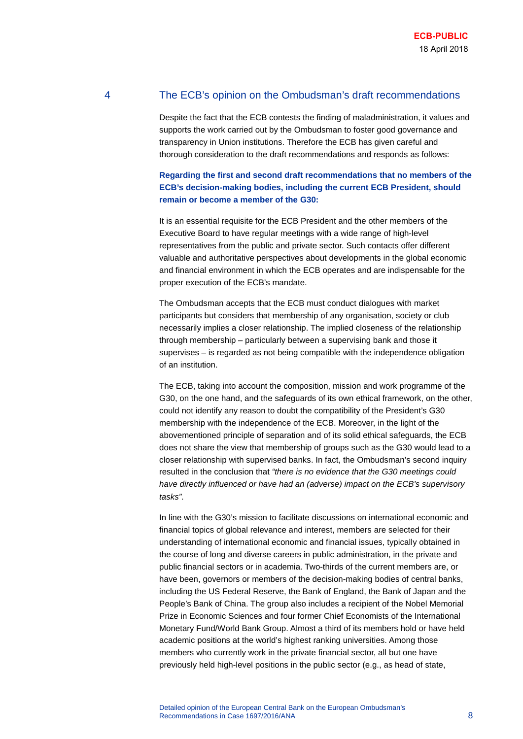## 4 The ECB's opinion on the Ombudsman's draft recommendations

Despite the fact that the ECB contests the finding of maladministration, it values and supports the work carried out by the Ombudsman to foster good governance and transparency in Union institutions. Therefore the ECB has given careful and thorough consideration to the draft recommendations and responds as follows:

**Regarding the first and second draft recommendations that no members of the ECB's decision-making bodies, including the current ECB President, should remain or become a member of the G30:**

It is an essential requisite for the ECB President and the other members of the Executive Board to have regular meetings with a wide range of high-level representatives from the public and private sector. Such contacts offer different valuable and authoritative perspectives about developments in the global economic and financial environment in which the ECB operates and are indispensable for the proper execution of the ECB's mandate.

The Ombudsman accepts that the ECB must conduct dialogues with market participants but considers that membership of any organisation, society or club necessarily implies a closer relationship. The implied closeness of the relationship through membership – particularly between a supervising bank and those it supervises – is regarded as not being compatible with the independence obligation of an institution.

The ECB, taking into account the composition, mission and work programme of the G30, on the one hand, and the safeguards of its own ethical framework, on the other, could not identify any reason to doubt the compatibility of the President's G30 membership with the independence of the ECB. Moreover, in the light of the abovementioned principle of separation and of its solid ethical safeguards, the ECB does not share the view that membership of groups such as the G30 would lead to a closer relationship with supervised banks. In fact, the Ombudsman's second inquiry resulted in the conclusion that *"there is no evidence that the G30 meetings could have directly influenced or have had an (adverse) impact on the ECB's supervisory tasks"*.

In line with the G30's mission to facilitate discussions on international economic and financial topics of global relevance and interest, members are selected for their understanding of international economic and financial issues, typically obtained in the course of long and diverse careers in public administration, in the private and public financial sectors or in academia. Two-thirds of the current members are, or have been, governors or members of the decision-making bodies of central banks, including the US Federal Reserve, the Bank of England, the Bank of Japan and the People's Bank of China. The group also includes a recipient of the Nobel Memorial Prize in Economic Sciences and four former Chief Economists of the International Monetary Fund/World Bank Group. Almost a third of its members hold or have held academic positions at the world's highest ranking universities. Among those members who currently work in the private financial sector, all but one have previously held high-level positions in the public sector (e.g., as head of state,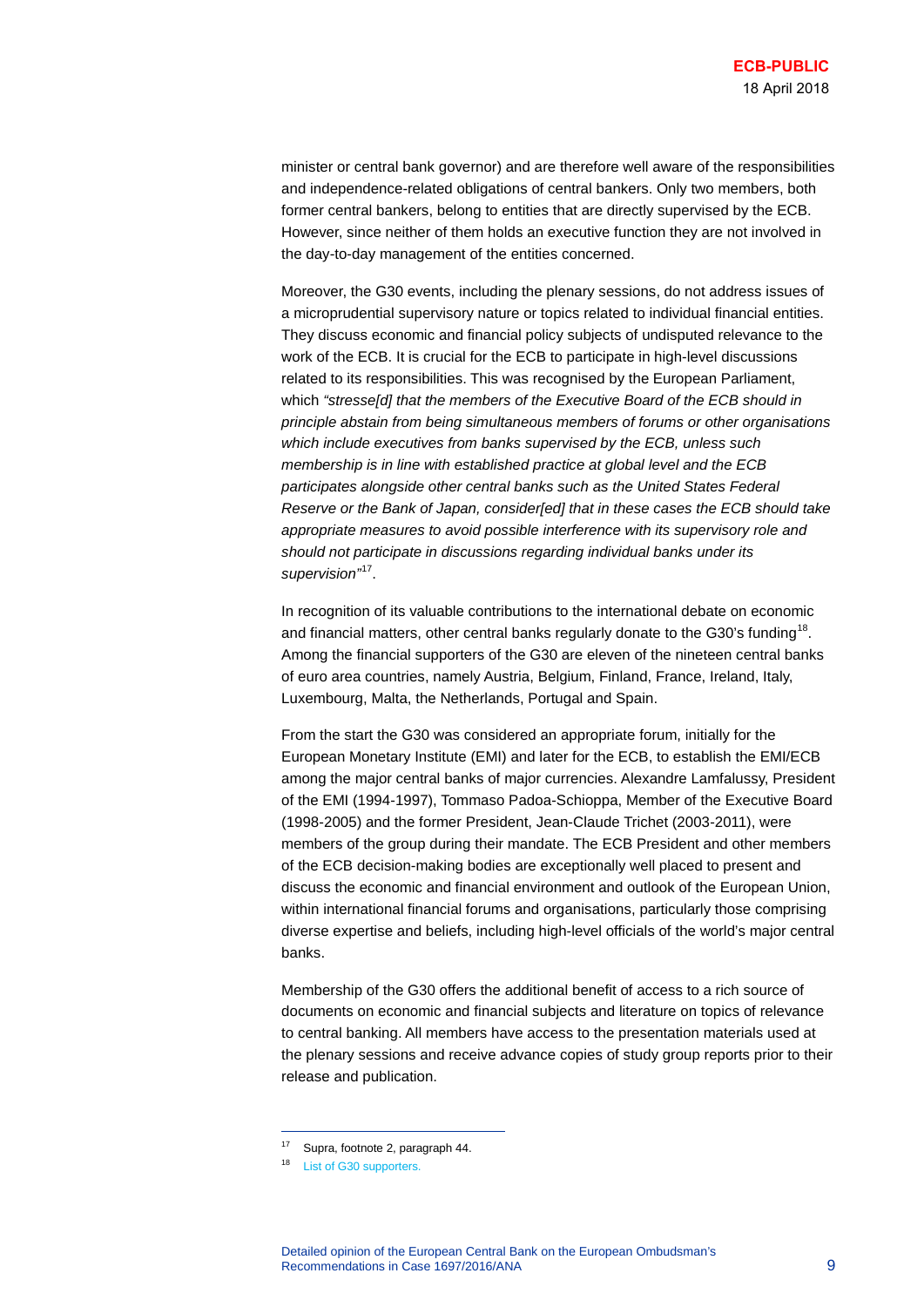minister or central bank governor) and are therefore well aware of the responsibilities and independence-related obligations of central bankers. Only two members, both former central bankers, belong to entities that are directly supervised by the ECB. However, since neither of them holds an executive function they are not involved in the day-to-day management of the entities concerned.

Moreover, the G30 events, including the plenary sessions, do not address issues of a microprudential supervisory nature or topics related to individual financial entities. They discuss economic and financial policy subjects of undisputed relevance to the work of the ECB. It is crucial for the ECB to participate in high-level discussions related to its responsibilities. This was recognised by the European Parliament, which *"stresse[d] that the members of the Executive Board of the ECB should in principle abstain from being simultaneous members of forums or other organisations which include executives from banks supervised by the ECB, unless such membership is in line with established practice at global level and the ECB participates alongside other central banks such as the United States Federal Reserve or the Bank of Japan, consider[ed] that in these cases the ECB should take appropriate measures to avoid possible interference with its supervisory role and should not participate in discussions regarding individual banks under its supervision"*[17].

In recognition of its valuable contributions to the international debate on economic and financial matters, other central banks regularly donate to the G30's funding[18]. Among the financial supporters of the G30 are eleven of the nineteen central banks of euro area countries, namely Austria, Belgium, Finland, France, Ireland, Italy, Luxembourg, Malta, the Netherlands, Portugal and Spain.

From the start the G30 was considered an appropriate forum, initially for the European Monetary Institute (EMI) and later for the ECB, to establish the EMI/ECB among the major central banks of major currencies. Alexandre Lamfalussy, President of the EMI (1994-1997), Tommaso Padoa-Schioppa, Member of the Executive Board (1998-2005) and the former President, Jean-Claude Trichet (2003-2011), were members of the group during their mandate. The ECB President and other members of the ECB decision-making bodies are exceptionally well placed to present and discuss the economic and financial environment and outlook of the European Union, within international financial forums and organisations, particularly those comprising diverse expertise and beliefs, including high-level officials of the world's major central banks.

Membership of the G30 offers the additional benefit of access to a rich source of documents on economic and financial subjects and literature on topics of relevance to central banking. All members have access to the presentation materials used at the plenary sessions and receive advance copies of study group reports prior to their release and publication.

---

[17] Supra, footnote 2, paragraph 44.

[18] List of G30 supporters.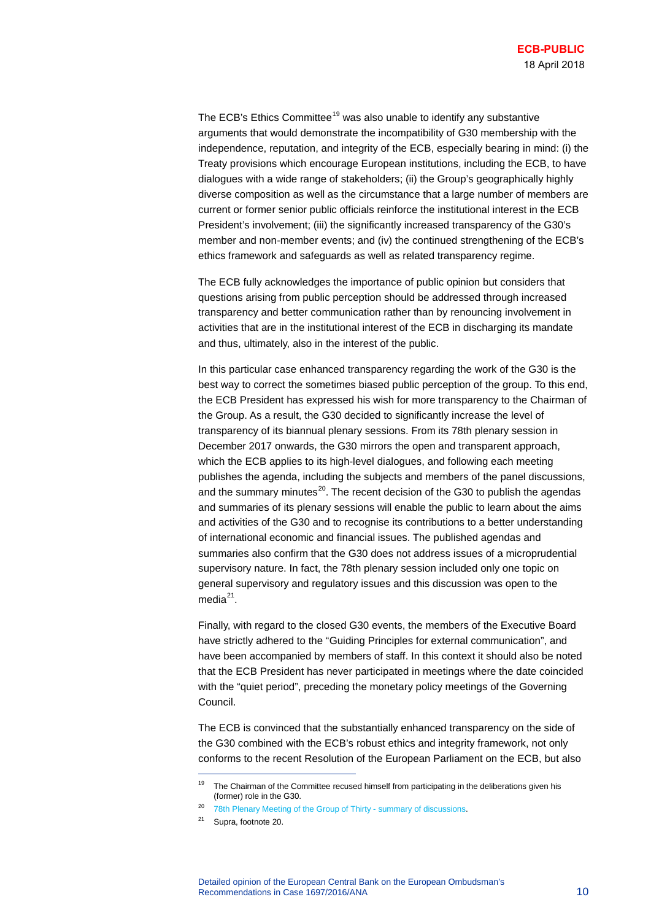The ECB's Ethics Committee[19] was also unable to identify any substantive arguments that would demonstrate the incompatibility of G30 membership with the independence, reputation, and integrity of the ECB, especially bearing in mind: (i) the Treaty provisions which encourage European institutions, including the ECB, to have dialogues with a wide range of stakeholders; (ii) the Group's geographically highly diverse composition as well as the circumstance that a large number of members are current or former senior public officials reinforce the institutional interest in the ECB President's involvement; (iii) the significantly increased transparency of the G30's member and non-member events; and (iv) the continued strengthening of the ECB's ethics framework and safeguards as well as related transparency regime.

The ECB fully acknowledges the importance of public opinion but considers that questions arising from public perception should be addressed through increased transparency and better communication rather than by renouncing involvement in activities that are in the institutional interest of the ECB in discharging its mandate and thus, ultimately, also in the interest of the public.

In this particular case enhanced transparency regarding the work of the G30 is the best way to correct the sometimes biased public perception of the group. To this end, the ECB President has expressed his wish for more transparency to the Chairman of the Group. As a result, the G30 decided to significantly increase the level of transparency of its biannual plenary sessions. From its 78th plenary session in December 2017 onwards, the G30 mirrors the open and transparent approach, which the ECB applies to its high-level dialogues, and following each meeting publishes the agenda, including the subjects and members of the panel discussions, and the summary minutes[20]. The recent decision of the G30 to publish the agendas and summaries of its plenary sessions will enable the public to learn about the aims and activities of the G30 and to recognise its contributions to a better understanding of international economic and financial issues. The published agendas and summaries also confirm that the G30 does not address issues of a microprudential supervisory nature. In fact, the 78th plenary session included only one topic on general supervisory and regulatory issues and this discussion was open to the media[21].

Finally, with regard to the closed G30 events, the members of the Executive Board have strictly adhered to the "Guiding Principles for external communication", and have been accompanied by members of staff. In this context it should also be noted that the ECB President has never participated in meetings where the date coincided with the "quiet period", preceding the monetary policy meetings of the Governing Council.

The ECB is convinced that the substantially enhanced transparency on the side of the G30 combined with the ECB's robust ethics and integrity framework, not only conforms to the recent Resolution of the European Parliament on the ECB, but also

---

[19] The Chairman of the Committee recused himself from participating in the deliberations given his (former) role in the G30.

[20] 78th Plenary Meeting of the Group of Thirty - summary of discussions.

[21] Supra, footnote 20.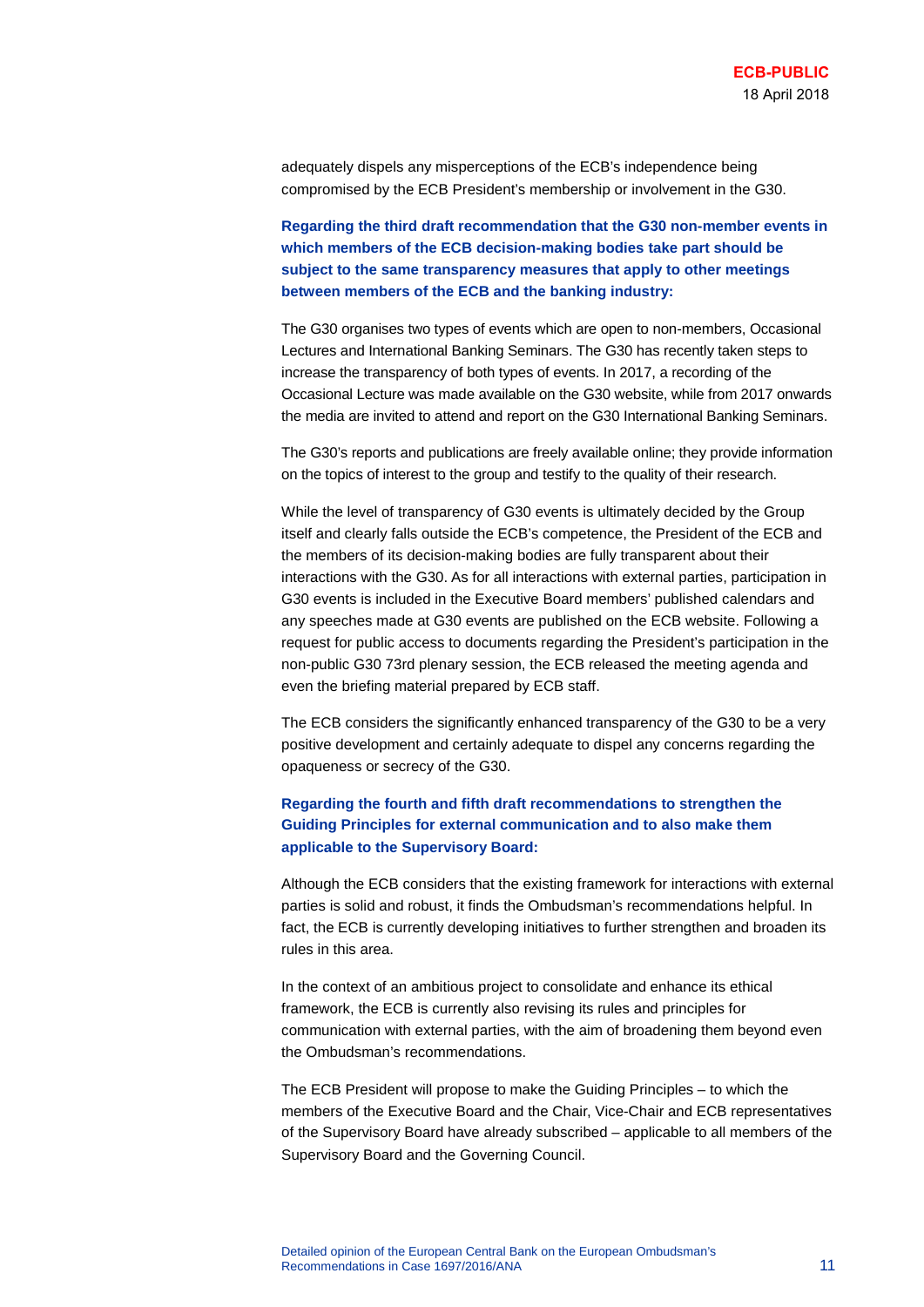adequately dispels any misperceptions of the ECB's independence being compromised by the ECB President's membership or involvement in the G30.

**Regarding the third draft recommendation that the G30 non-member events in which members of the ECB decision-making bodies take part should be subject to the same transparency measures that apply to other meetings between members of the ECB and the banking industry:**

The G30 organises two types of events which are open to non-members, Occasional Lectures and International Banking Seminars. The G30 has recently taken steps to increase the transparency of both types of events. In 2017, a recording of the Occasional Lecture was made available on the G30 website, while from 2017 onwards the media are invited to attend and report on the G30 International Banking Seminars.

The G30's reports and publications are freely available online; they provide information on the topics of interest to the group and testify to the quality of their research.

While the level of transparency of G30 events is ultimately decided by the Group itself and clearly falls outside the ECB's competence, the President of the ECB and the members of its decision-making bodies are fully transparent about their interactions with the G30. As for all interactions with external parties, participation in G30 events is included in the Executive Board members' published calendars and any speeches made at G30 events are published on the ECB website. Following a request for public access to documents regarding the President's participation in the non-public G30 73rd plenary session, the ECB released the meeting agenda and even the briefing material prepared by ECB staff.

The ECB considers the significantly enhanced transparency of the G30 to be a very positive development and certainly adequate to dispel any concerns regarding the opaqueness or secrecy of the G30.

**Regarding the fourth and fifth draft recommendations to strengthen the Guiding Principles for external communication and to also make them applicable to the Supervisory Board:**

Although the ECB considers that the existing framework for interactions with external parties is solid and robust, it finds the Ombudsman's recommendations helpful. In fact, the ECB is currently developing initiatives to further strengthen and broaden its rules in this area.

In the context of an ambitious project to consolidate and enhance its ethical framework, the ECB is currently also revising its rules and principles for communication with external parties, with the aim of broadening them beyond even the Ombudsman's recommendations.

The ECB President will propose to make the Guiding Principles – to which the members of the Executive Board and the Chair, Vice-Chair and ECB representatives of the Supervisory Board have already subscribed – applicable to all members of the Supervisory Board and the Governing Council.